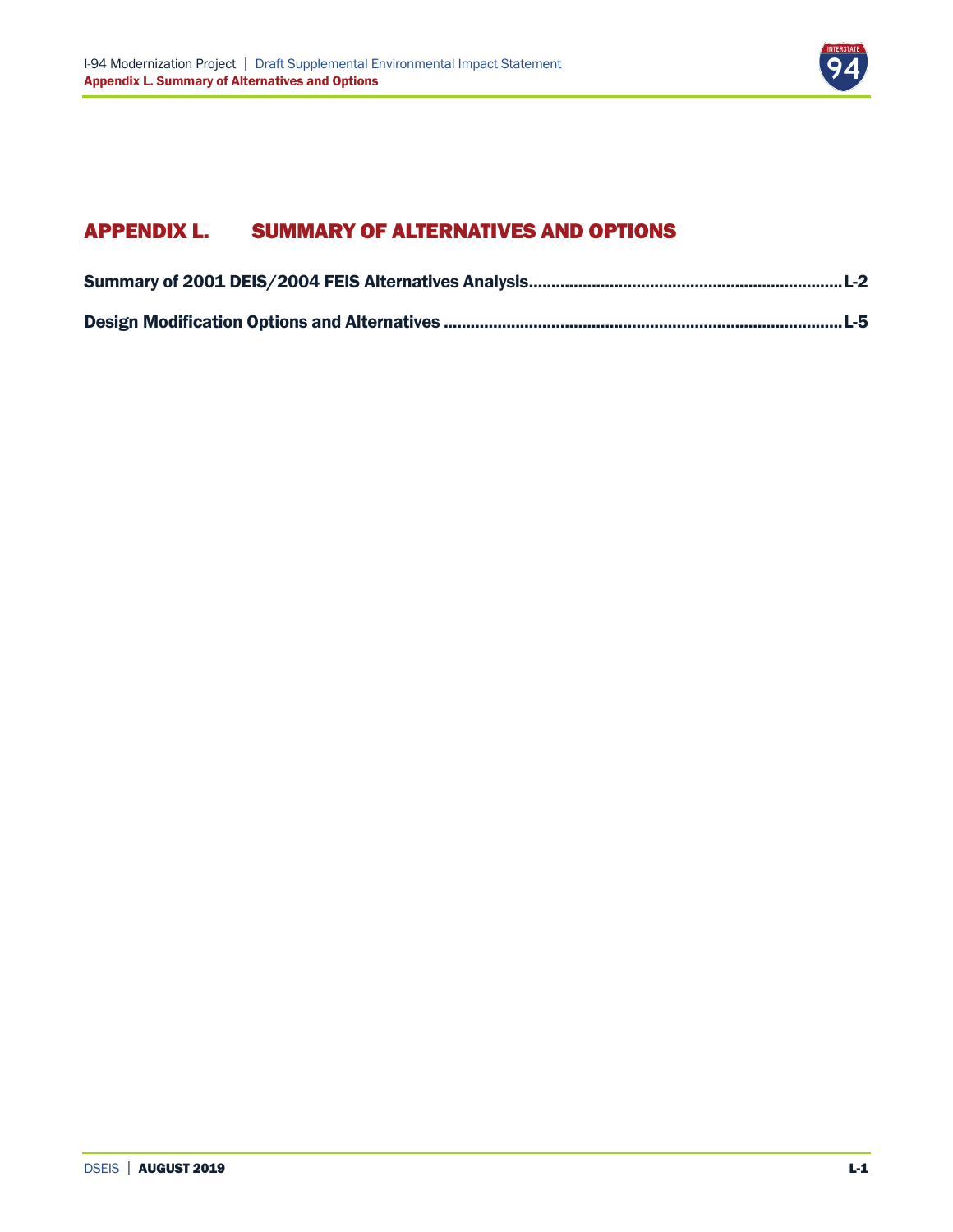# APPENDIX L. SUMMARY OF ALTERNATIVES AND OPTIONS

**Summary of 2001 DEIS/2004 FEIS Alternatives Analysis....................L-2**

**Design Modification Options and Alternatives....................L-5**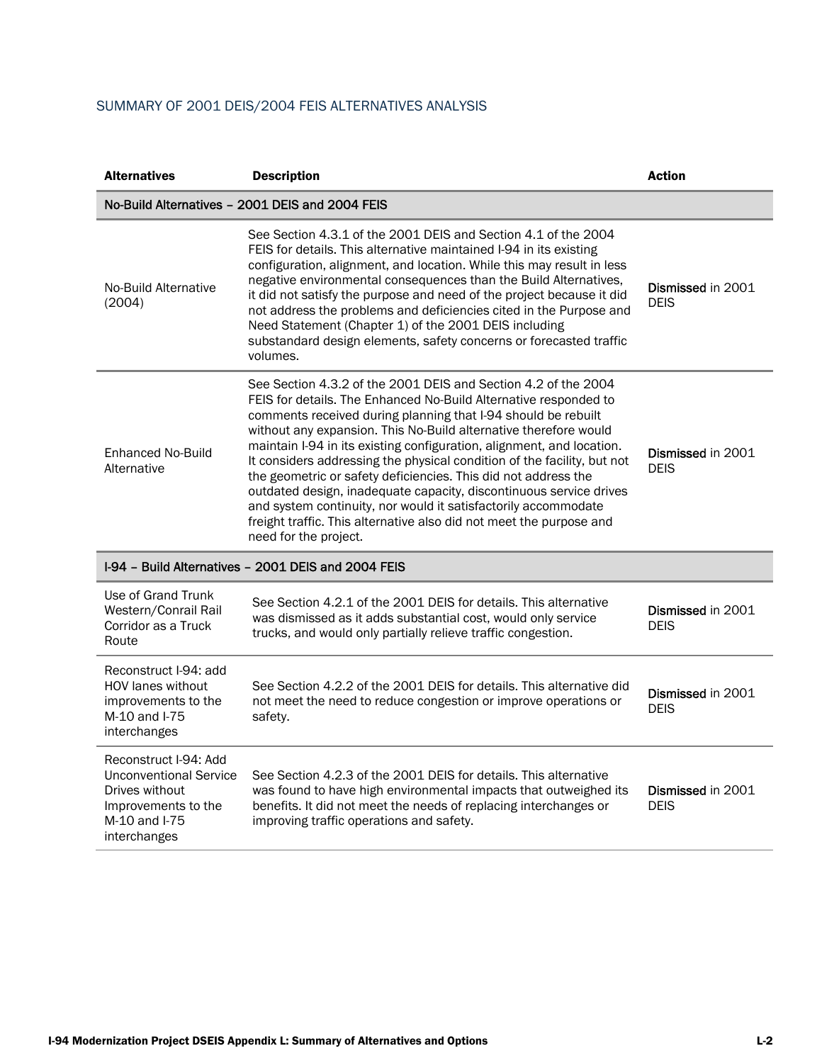## SUMMARY OF 2001 DEIS/2004 FEIS ALTERNATIVES ANALYSIS

| Alternatives | Description | Action |
|---|---|---|
| **No-Build Alternatives – 2001 DEIS and 2004 FEIS** | | |
| No-Build Alternative (2004) | See Section 4.3.1 of the 2001 DEIS and Section 4.1 of the 2004 FEIS for details. This alternative maintained I-94 in its existing configuration, alignment, and location. While this may result in less negative environmental consequences than the Build Alternatives, it did not satisfy the purpose and need of the project because it did not address the problems and deficiencies cited in the Purpose and Need Statement (Chapter 1) of the 2001 DEIS including substandard design elements, safety concerns or forecasted traffic volumes. | Dismissed in 2001 DEIS |
| Enhanced No-Build Alternative | See Section 4.3.2 of the 2001 DEIS and Section 4.2 of the 2004 FEIS for details. The Enhanced No-Build Alternative responded to comments received during planning that I-94 should be rebuilt without any expansion. This No-Build alternative therefore would maintain I-94 in its existing configuration, alignment, and location. It considers addressing the physical condition of the facility, but not the geometric or safety deficiencies. This did not address the outdated design, inadequate capacity, discontinuous service drives and system continuity, nor would it satisfactorily accommodate freight traffic. This alternative also did not meet the purpose and need for the project. | Dismissed in 2001 DEIS |
| **I-94 – Build Alternatives – 2001 DEIS and 2004 FEIS** | | |
| Use of Grand Trunk Western/Conrail Rail Corridor as a Truck Route | See Section 4.2.1 of the 2001 DEIS for details. This alternative was dismissed as it adds substantial cost, would only service trucks, and would only partially relieve traffic congestion. | Dismissed in 2001 DEIS |
| Reconstruct I-94: add HOV lanes without improvements to the M-10 and I-75 interchanges | See Section 4.2.2 of the 2001 DEIS for details. This alternative did not meet the need to reduce congestion or improve operations or safety. | Dismissed in 2001 DEIS |
| Reconstruct I-94: Add Unconventional Service Drives without Improvements to the M-10 and I-75 interchanges | See Section 4.2.3 of the 2001 DEIS for details. This alternative was found to have high environmental impacts that outweighed its benefits. It did not meet the needs of replacing interchanges or improving traffic operations and safety. | Dismissed in 2001 DEIS |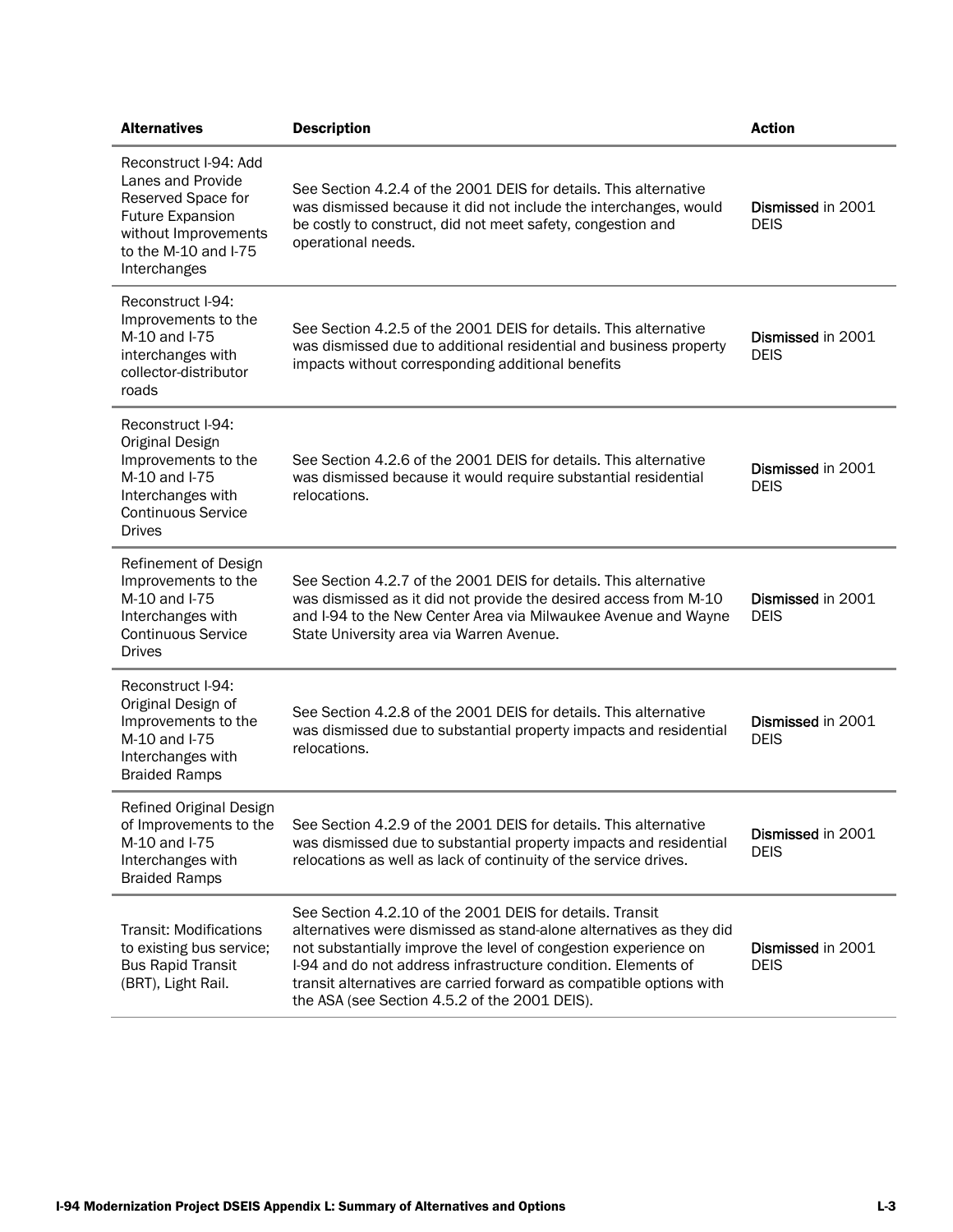| Alternatives | Description | Action |
|---|---|---|
| Reconstruct I-94: Add Lanes and Provide Reserved Space for Future Expansion without Improvements to the M-10 and I-75 Interchanges | See Section 4.2.4 of the 2001 DEIS for details. This alternative was dismissed because it did not include the interchanges, would be costly to construct, did not meet safety, congestion and operational needs. | **Dismissed** in 2001 DEIS |
| Reconstruct I-94: Improvements to the M-10 and I-75 interchanges with collector-distributor roads | See Section 4.2.5 of the 2001 DEIS for details. This alternative was dismissed due to additional residential and business property impacts without corresponding additional benefits | **Dismissed** in 2001 DEIS |
| Reconstruct I-94: Original Design Improvements to the M-10 and I-75 Interchanges with Continuous Service Drives | See Section 4.2.6 of the 2001 DEIS for details. This alternative was dismissed because it would require substantial residential relocations. | **Dismissed** in 2001 DEIS |
| Refinement of Design Improvements to the M-10 and I-75 Interchanges with Continuous Service Drives | See Section 4.2.7 of the 2001 DEIS for details. This alternative was dismissed as it did not provide the desired access from M-10 and I-94 to the New Center Area via Milwaukee Avenue and Wayne State University area via Warren Avenue. | **Dismissed** in 2001 DEIS |
| Reconstruct I-94: Original Design of Improvements to the M-10 and I-75 Interchanges with Braided Ramps | See Section 4.2.8 of the 2001 DEIS for details. This alternative was dismissed due to substantial property impacts and residential relocations. | **Dismissed** in 2001 DEIS |
| Refined Original Design of Improvements to the M-10 and I-75 Interchanges with Braided Ramps | See Section 4.2.9 of the 2001 DEIS for details. This alternative was dismissed due to substantial property impacts and residential relocations as well as lack of continuity of the service drives. | **Dismissed** in 2001 DEIS |
| Transit: Modifications to existing bus service; Bus Rapid Transit (BRT), Light Rail. | See Section 4.2.10 of the 2001 DEIS for details. Transit alternatives were dismissed as stand-alone alternatives as they did not substantially improve the level of congestion experience on I-94 and do not address infrastructure condition. Elements of transit alternatives are carried forward as compatible options with the ASA (see Section 4.5.2 of the 2001 DEIS). | **Dismissed** in 2001 DEIS |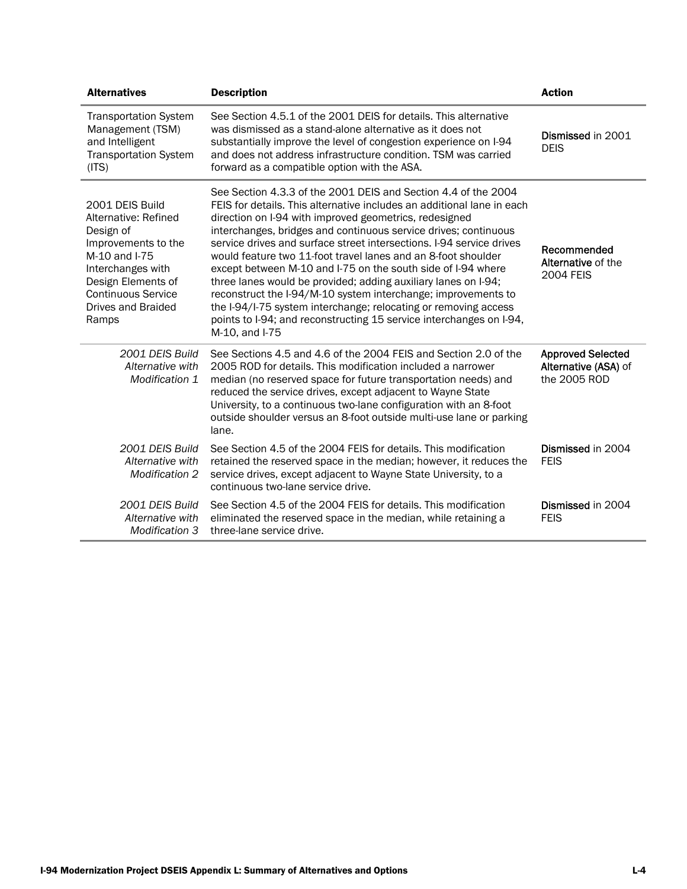| Alternatives | Description | Action |
|---|---|---|
| Transportation System Management (TSM) and Intelligent Transportation System (ITS) | See Section 4.5.1 of the 2001 DEIS for details. This alternative was dismissed as a stand-alone alternative as it does not substantially improve the level of congestion experience on I-94 and does not address infrastructure condition. TSM was carried forward as a compatible option with the ASA. | Dismissed in 2001 DEIS |
| 2001 DEIS Build Alternative: Refined Design of Improvements to the M-10 and I-75 Interchanges with Design Elements of Continuous Service Drives and Braided Ramps | See Section 4.3.3 of the 2001 DEIS and Section 4.4 of the 2004 FEIS for details. This alternative includes an additional lane in each direction on I-94 with improved geometrics, redesigned interchanges, bridges and continuous service drives; continuous service drives and surface street intersections. I-94 service drives would feature two 11-foot travel lanes and an 8-foot shoulder except between M-10 and I-75 on the south side of I-94 where three lanes would be provided; adding auxiliary lanes on I-94; reconstruct the I-94/M-10 system interchange; improvements to the I-94/I-75 system interchange; relocating or removing access points to I-94; and reconstructing 15 service interchanges on I-94, M-10, and I-75 | Recommended Alternative of the 2004 FEIS |
| *2001 DEIS Build Alternative with Modification 1* | See Sections 4.5 and 4.6 of the 2004 FEIS and Section 2.0 of the 2005 ROD for details. This modification included a narrower median (no reserved space for future transportation needs) and reduced the service drives, except adjacent to Wayne State University, to a continuous two-lane configuration with an 8-foot outside shoulder versus an 8-foot outside multi-use lane or parking lane. | Approved Selected Alternative (ASA) of the 2005 ROD |
| *2001 DEIS Build Alternative with Modification 2* | See Section 4.5 of the 2004 FEIS for details. This modification retained the reserved space in the median; however, it reduces the service drives, except adjacent to Wayne State University, to a continuous two-lane service drive. | Dismissed in 2004 FEIS |
| *2001 DEIS Build Alternative with Modification 3* | See Section 4.5 of the 2004 FEIS for details. This modification eliminated the reserved space in the median, while retaining a three-lane service drive. | Dismissed in 2004 FEIS |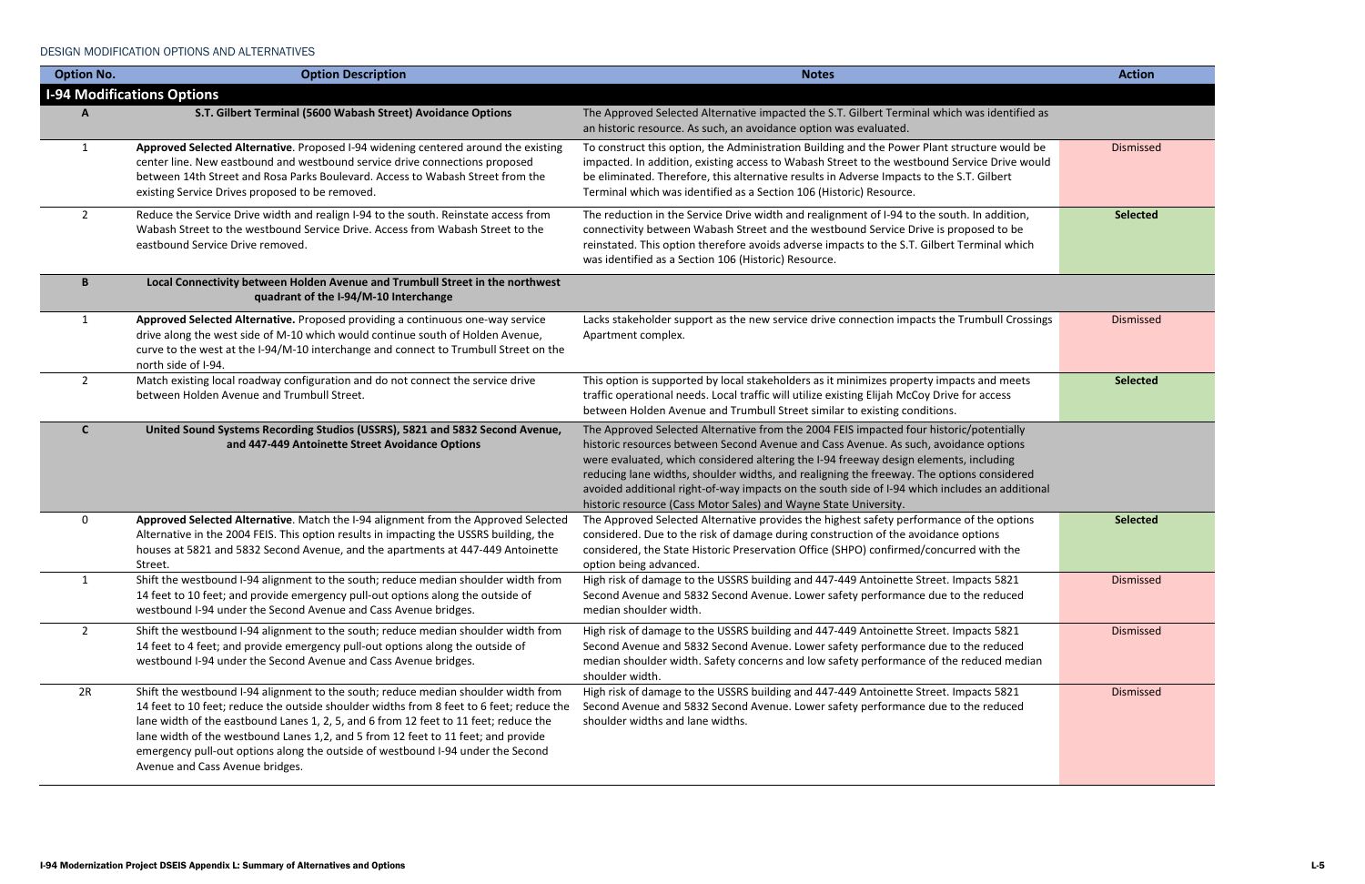DESIGN MODIFICATION OPTIONS AND ALTERNATIVES

| Option No. | Option Description | Notes | Action |
|---|---|---|---|
| **I-94 Modifications Options** | | | |
| **A** | **S.T. Gilbert Terminal (5600 Wabash Street) Avoidance Options** | The Approved Selected Alternative impacted the S.T. Gilbert Terminal which was identified as an historic resource. As such, an avoidance option was evaluated. | |
| 1 | **Approved Selected Alternative**. Proposed I-94 widening centered around the existing center line. New eastbound and westbound service drive connections proposed between 14th Street and Rosa Parks Boulevard. Access to Wabash Street from the existing Service Drives proposed to be removed. | To construct this option, the Administration Building and the Power Plant structure would be impacted. In addition, existing access to Wabash Street to the westbound Service Drive would be eliminated. Therefore, this alternative results in Adverse Impacts to the S.T. Gilbert Terminal which was identified as a Section 106 (Historic) Resource. | Dismissed |
| 2 | Reduce the Service Drive width and realign I-94 to the south. Reinstate access from Wabash Street to the westbound Service Drive. Access from Wabash Street to the eastbound Service Drive removed. | The reduction in the Service Drive width and realignment of I-94 to the south. In addition, connectivity between Wabash Street and the westbound Service Drive is proposed to be reinstated. This option therefore avoids adverse impacts to the S.T. Gilbert Terminal which was identified as a Section 106 (Historic) Resource. | **Selected** |
| **B** | **Local Connectivity between Holden Avenue and Trumbull Street in the northwest quadrant of the I-94/M-10 Interchange** | | |
| 1 | **Approved Selected Alternative.** Proposed providing a continuous one-way service drive along the west side of M-10 which would continue south of Holden Avenue, curve to the west at the I-94/M-10 interchange and connect to Trumbull Street on the north side of I-94. | Lacks stakeholder support as the new service drive connection impacts the Trumbull Crossings Apartment complex. | Dismissed |
| 2 | Match existing local roadway configuration and do not connect the service drive between Holden Avenue and Trumbull Street. | This option is supported by local stakeholders as it minimizes property impacts and meets traffic operational needs. Local traffic will utilize existing Elijah McCoy Drive for access between Holden Avenue and Trumbull Street similar to existing conditions. | **Selected** |
| **C** | **United Sound Systems Recording Studios (USSRS), 5821 and 5832 Second Avenue, and 447-449 Antoinette Street Avoidance Options** | The Approved Selected Alternative from the 2004 FEIS impacted four historic/potentially historic resources between Second Avenue and Cass Avenue. As such, avoidance options were evaluated, which considered altering the I-94 freeway design elements, including reducing lane widths, shoulder widths, and realigning the freeway. The options considered avoided additional right-of-way impacts on the south side of I-94 which includes an additional historic resource (Cass Motor Sales) and Wayne State University. | |
| 0 | **Approved Selected Alternative**. Match the I-94 alignment from the Approved Selected Alternative in the 2004 FEIS. This option results in impacting the USSRS building, the houses at 5821 and 5832 Second Avenue, and the apartments at 447-449 Antoinette Street. | The Approved Selected Alternative provides the highest safety performance of the options considered. Due to the risk of damage during construction of the avoidance options considered, the State Historic Preservation Office (SHPO) confirmed/concurred with the option being advanced. | **Selected** |
| 1 | Shift the westbound I-94 alignment to the south; reduce median shoulder width from 14 feet to 10 feet; and provide emergency pull-out options along the outside of westbound I-94 under the Second Avenue and Cass Avenue bridges. | High risk of damage to the USSRS building and 447-449 Antoinette Street. Impacts 5821 Second Avenue and 5832 Second Avenue. Lower safety performance due to the reduced median shoulder width. | Dismissed |
| 2 | Shift the westbound I-94 alignment to the south; reduce median shoulder width from 14 feet to 4 feet; and provide emergency pull-out options along the outside of westbound I-94 under the Second Avenue and Cass Avenue bridges. | High risk of damage to the USSRS building and 447-449 Antoinette Street. Impacts 5821 Second Avenue and 5832 Second Avenue. Lower safety performance due to the reduced median shoulder width. Safety concerns and low safety performance of the reduced median shoulder width. | Dismissed |
| 2R | Shift the westbound I-94 alignment to the south; reduce median shoulder width from 14 feet to 10 feet; reduce the outside shoulder widths from 8 feet to 6 feet; reduce the lane width of the eastbound Lanes 1, 2, 5, and 6 from 12 feet to 11 feet; reduce the lane width of the westbound Lanes 1,2, and 5 from 12 feet to 11 feet; and provide emergency pull-out options along the outside of westbound I-94 under the Second Avenue and Cass Avenue bridges. | High risk of damage to the USSRS building and 447-449 Antoinette Street. Impacts 5821 Second Avenue and 5832 Second Avenue. Lower safety performance due to the reduced shoulder widths and lane widths. | Dismissed |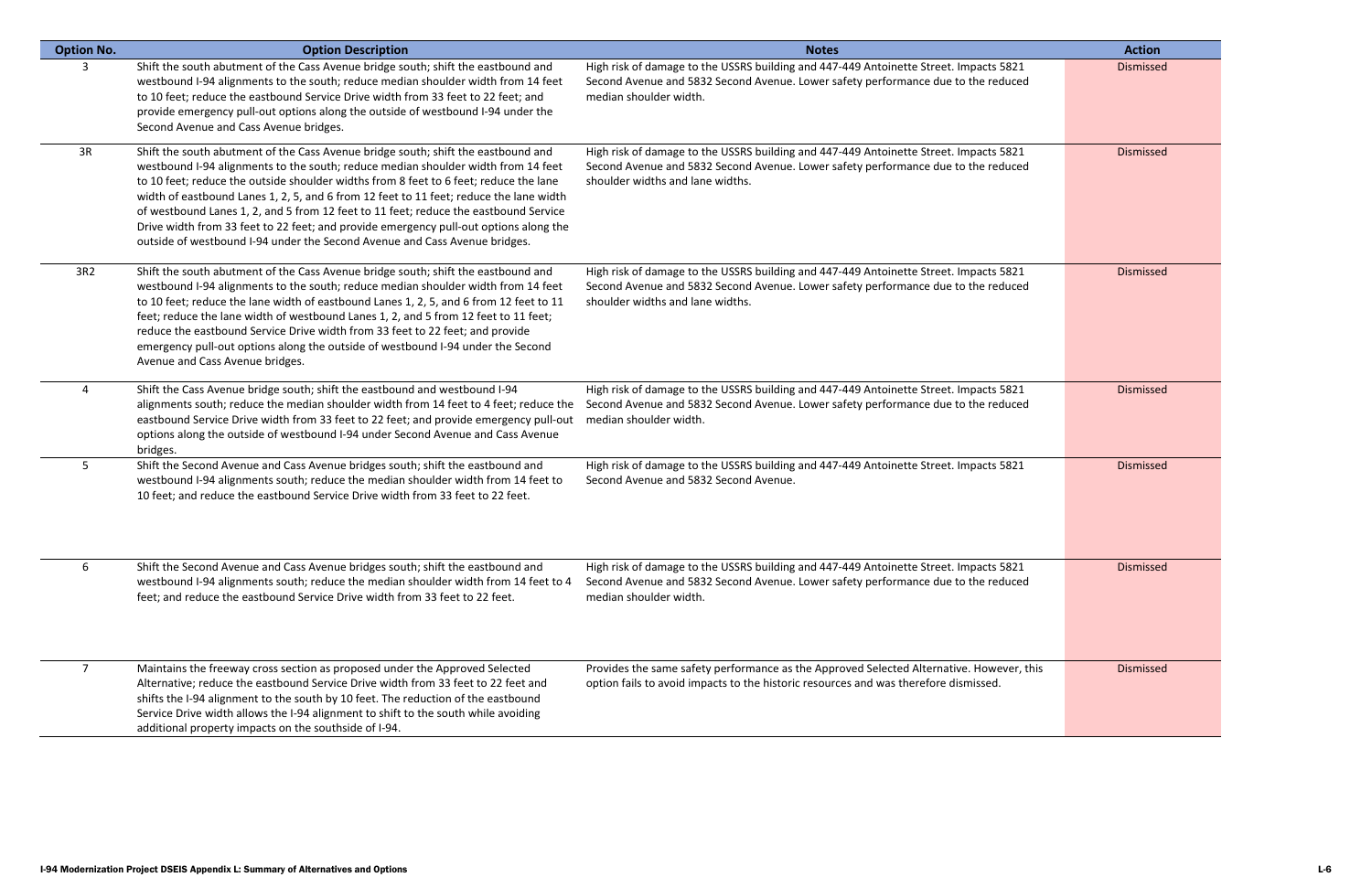| Option No. | Option Description | Notes | Action |
|---|---|---|---|
| 3 | Shift the south abutment of the Cass Avenue bridge south; shift the eastbound and westbound I-94 alignments to the south; reduce median shoulder width from 14 feet to 10 feet; reduce the eastbound Service Drive width from 33 feet to 22 feet; and provide emergency pull-out options along the outside of westbound I-94 under the Second Avenue and Cass Avenue bridges. | High risk of damage to the USSRS building and 447-449 Antoinette Street. Impacts 5821 Second Avenue and 5832 Second Avenue. Lower safety performance due to the reduced median shoulder width. | Dismissed |
| 3R | Shift the south abutment of the Cass Avenue bridge south; shift the eastbound and westbound I-94 alignments to the south; reduce median shoulder width from 14 feet to 10 feet; reduce the outside shoulder widths from 8 feet to 6 feet; reduce the lane width of eastbound Lanes 1, 2, 5, and 6 from 12 feet to 11 feet; reduce the lane width of westbound Lanes 1, 2, and 5 from 12 feet to 11 feet; reduce the eastbound Service Drive width from 33 feet to 22 feet; and provide emergency pull-out options along the outside of westbound I-94 under the Second Avenue and Cass Avenue bridges. | High risk of damage to the USSRS building and 447-449 Antoinette Street. Impacts 5821 Second Avenue and 5832 Second Avenue. Lower safety performance due to the reduced shoulder widths and lane widths. | Dismissed |
| 3R2 | Shift the south abutment of the Cass Avenue bridge south; shift the eastbound and westbound I-94 alignments to the south; reduce median shoulder width from 14 feet to 10 feet; reduce the lane width of eastbound Lanes 1, 2, 5, and 6 from 12 feet to 11 feet; reduce the lane width of westbound Lanes 1, 2, and 5 from 12 feet to 11 feet; reduce the eastbound Service Drive width from 33 feet to 22 feet; and provide emergency pull-out options along the outside of westbound I-94 under the Second Avenue and Cass Avenue bridges. | High risk of damage to the USSRS building and 447-449 Antoinette Street. Impacts 5821 Second Avenue and 5832 Second Avenue. Lower safety performance due to the reduced shoulder widths and lane widths. | Dismissed |
| 4 | Shift the Cass Avenue bridge south; shift the eastbound and westbound I-94 alignments south; reduce the median shoulder width from 14 feet to 4 feet; reduce the eastbound Service Drive width from 33 feet to 22 feet; and provide emergency pull-out options along the outside of westbound I-94 under Second Avenue and Cass Avenue bridges. | High risk of damage to the USSRS building and 447-449 Antoinette Street. Impacts 5821 Second Avenue and 5832 Second Avenue. Lower safety performance due to the reduced median shoulder width. | Dismissed |
| 5 | Shift the Second Avenue and Cass Avenue bridges south; shift the eastbound and westbound I-94 alignments south; reduce the median shoulder width from 14 feet to 10 feet; and reduce the eastbound Service Drive width from 33 feet to 22 feet. | High risk of damage to the USSRS building and 447-449 Antoinette Street. Impacts 5821 Second Avenue and 5832 Second Avenue. | Dismissed |
| 6 | Shift the Second Avenue and Cass Avenue bridges south; shift the eastbound and westbound I-94 alignments south; reduce the median shoulder width from 14 feet to 4 feet; and reduce the eastbound Service Drive width from 33 feet to 22 feet. | High risk of damage to the USSRS building and 447-449 Antoinette Street. Impacts 5821 Second Avenue and 5832 Second Avenue. Lower safety performance due to the reduced median shoulder width. | Dismissed |
| 7 | Maintains the freeway cross section as proposed under the Approved Selected Alternative; reduce the eastbound Service Drive width from 33 feet to 22 feet and shifts the I-94 alignment to the south by 10 feet. The reduction of the eastbound Service Drive width allows the I-94 alignment to shift to the south while avoiding additional property impacts on the southside of I-94. | Provides the same safety performance as the Approved Selected Alternative. However, this option fails to avoid impacts to the historic resources and was therefore dismissed. | Dismissed |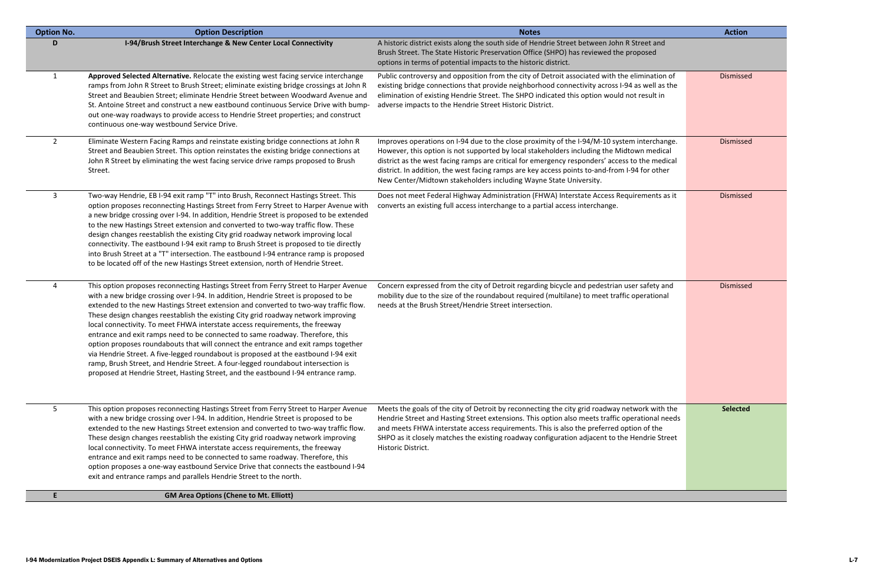| Option No. | Option Description | Notes | Action |
|---|---|---|---|
| **D** | **I-94/Brush Street Interchange & New Center Local Connectivity** | A historic district exists along the south side of Hendrie Street between John R Street and Brush Street. The State Historic Preservation Office (SHPO) has reviewed the proposed options in terms of potential impacts to the historic district. | |
| 1 | **Approved Selected Alternative.** Relocate the existing west facing service interchange ramps from John R Street to Brush Street; eliminate existing bridge crossings at John R Street and Beaubien Street; eliminate Hendrie Street between Woodward Avenue and St. Antoine Street and construct a new eastbound continuous Service Drive with bump-out one-way roadways to provide access to Hendrie Street properties; and construct continuous one-way westbound Service Drive. | Public controversy and opposition from the city of Detroit associated with the elimination of existing bridge connections that provide neighborhood connectivity across I-94 as well as the elimination of existing Hendrie Street. The SHPO indicated this option would not result in adverse impacts to the Hendrie Street Historic District. | Dismissed |
| 2 | Eliminate Western Facing Ramps and reinstate existing bridge connections at John R Street and Beaubien Street. This option reinstates the existing bridge connections at John R Street by eliminating the west facing service drive ramps proposed to Brush Street. | Improves operations on I-94 due to the close proximity of the I-94/M-10 system interchange. However, this option is not supported by local stakeholders including the Midtown medical district as the west facing ramps are critical for emergency responders' access to the medical district. In addition, the west facing ramps are key access points to-and-from I-94 for other New Center/Midtown stakeholders including Wayne State University. | Dismissed |
| 3 | Two-way Hendrie, EB I-94 exit ramp "T" into Brush, Reconnect Hastings Street. This option proposes reconnecting Hastings Street from Ferry Street to Harper Avenue with a new bridge crossing over I-94. In addition, Hendrie Street is proposed to be extended to the new Hastings Street extension and converted to two-way traffic flow. These design changes reestablish the existing City grid roadway network improving local connectivity. The eastbound I-94 exit ramp to Brush Street is proposed to tie directly into Brush Street at a "T" intersection. The eastbound I-94 entrance ramp is proposed to be located off of the new Hastings Street extension, north of Hendrie Street. | Does not meet Federal Highway Administration (FHWA) Interstate Access Requirements as it converts an existing full access interchange to a partial access interchange. | Dismissed |
| 4 | This option proposes reconnecting Hastings Street from Ferry Street to Harper Avenue with a new bridge crossing over I-94. In addition, Hendrie Street is proposed to be extended to the new Hastings Street extension and converted to two-way traffic flow. These design changes reestablish the existing City grid roadway network improving local connectivity. To meet FHWA interstate access requirements, the freeway entrance and exit ramps need to be connected to same roadway. Therefore, this option proposes roundabouts that will connect the entrance and exit ramps together via Hendrie Street. A five-legged roundabout is proposed at the eastbound I-94 exit ramp, Brush Street, and Hendrie Street. A four-legged roundabout intersection is proposed at Hendrie Street, Hasting Street, and the eastbound I-94 entrance ramp. | Concern expressed from the city of Detroit regarding bicycle and pedestrian user safety and mobility due to the size of the roundabout required (multilane) to meet traffic operational needs at the Brush Street/Hendrie Street intersection. | Dismissed |
| 5 | This option proposes reconnecting Hastings Street from Ferry Street to Harper Avenue with a new bridge crossing over I-94. In addition, Hendrie Street is proposed to be extended to the new Hastings Street extension and converted to two-way traffic flow. These design changes reestablish the existing City grid roadway network improving local connectivity. To meet FHWA interstate access requirements, the freeway entrance and exit ramps need to be connected to same roadway. Therefore, this option proposes a one-way eastbound Service Drive that connects the eastbound I-94 exit and entrance ramps and parallels Hendrie Street to the north. | Meets the goals of the city of Detroit by reconnecting the city grid roadway network with the Hendrie Street and Hasting Street extensions. This option also meets traffic operational needs and meets FHWA interstate access requirements. This is also the preferred option of the SHPO as it closely matches the existing roadway configuration adjacent to the Hendrie Street Historic District. | **Selected** |
| **E** | **GM Area Options (Chene to Mt. Elliott)** | | |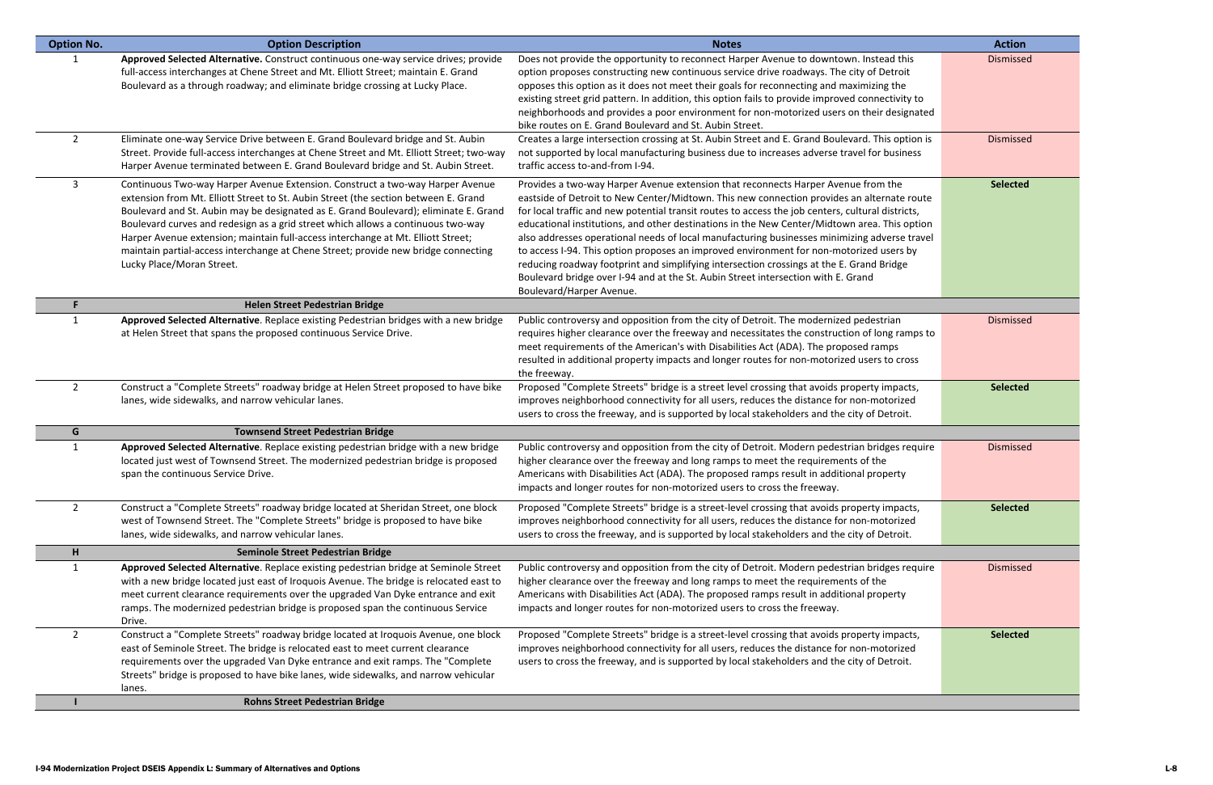| Option No. | Option Description | Notes | Action |
|---|---|---|---|
| 1 | **Approved Selected Alternative.** Construct continuous one-way service drives; provide full-access interchanges at Chene Street and Mt. Elliott Street; maintain E. Grand Boulevard as a through roadway; and eliminate bridge crossing at Lucky Place. | Does not provide the opportunity to reconnect Harper Avenue to downtown. Instead this option proposes constructing new continuous service drive roadways. The city of Detroit opposes this option as it does not meet their goals for reconnecting and maximizing the existing street grid pattern. In addition, this option fails to provide improved connectivity to neighborhoods and provides a poor environment for non-motorized users on their designated bike routes on E. Grand Boulevard and St. Aubin Street. | Dismissed |
| 2 | Eliminate one-way Service Drive between E. Grand Boulevard bridge and St. Aubin Street. Provide full-access interchanges at Chene Street and Mt. Elliott Street; two-way Harper Avenue terminated between E. Grand Boulevard bridge and St. Aubin Street. | Creates a large intersection crossing at St. Aubin Street and E. Grand Boulevard. This option is not supported by local manufacturing business due to increases adverse travel for business traffic access to-and-from I-94. | Dismissed |
| 3 | Continuous Two-way Harper Avenue Extension. Construct a two-way Harper Avenue extension from Mt. Elliott Street to St. Aubin Street (the section between E. Grand Boulevard and St. Aubin may be designated as E. Grand Boulevard); eliminate E. Grand Boulevard curves and redesign as a grid street which allows a continuous two-way Harper Avenue extension; maintain full-access interchange at Mt. Elliott Street; maintain partial-access interchange at Chene Street; provide new bridge connecting Lucky Place/Moran Street. | Provides a two-way Harper Avenue extension that reconnects Harper Avenue from the eastside of Detroit to New Center/Midtown. This new connection provides an alternate route for local traffic and new potential transit routes to access the job centers, cultural districts, educational institutions, and other destinations in the New Center/Midtown area. This option also addresses operational needs of local manufacturing businesses minimizing adverse travel to access I-94. This option proposes an improved environment for non-motorized users by reducing roadway footprint and simplifying intersection crossings at the E. Grand Bridge Boulevard bridge over I-94 and at the St. Aubin Street intersection with E. Grand Boulevard/Harper Avenue. | **Selected** |
| **F** | **Helen Street Pedestrian Bridge** | | |
| 1 | **Approved Selected Alternative**. Replace existing Pedestrian bridges with a new bridge at Helen Street that spans the proposed continuous Service Drive. | Public controversy and opposition from the city of Detroit. The modernized pedestrian requires higher clearance over the freeway and necessitates the construction of long ramps to meet requirements of the American's with Disabilities Act (ADA). The proposed ramps resulted in additional property impacts and longer routes for non-motorized users to cross the freeway. | Dismissed |
| 2 | Construct a "Complete Streets" roadway bridge at Helen Street proposed to have bike lanes, wide sidewalks, and narrow vehicular lanes. | Proposed "Complete Streets" bridge is a street level crossing that avoids property impacts, improves neighborhood connectivity for all users, reduces the distance for non-motorized users to cross the freeway, and is supported by local stakeholders and the city of Detroit. | **Selected** |
| **G** | **Townsend Street Pedestrian Bridge** | | |
| 1 | **Approved Selected Alternative**. Replace existing pedestrian bridge with a new bridge located just west of Townsend Street. The modernized pedestrian bridge is proposed span the continuous Service Drive. | Public controversy and opposition from the city of Detroit. Modern pedestrian bridges require higher clearance over the freeway and long ramps to meet the requirements of the Americans with Disabilities Act (ADA). The proposed ramps result in additional property impacts and longer routes for non-motorized users to cross the freeway. | Dismissed |
| 2 | Construct a "Complete Streets" roadway bridge located at Sheridan Street, one block west of Townsend Street. The "Complete Streets" bridge is proposed to have bike lanes, wide sidewalks, and narrow vehicular lanes. | Proposed "Complete Streets" bridge is a street-level crossing that avoids property impacts, improves neighborhood connectivity for all users, reduces the distance for non-motorized users to cross the freeway, and is supported by local stakeholders and the city of Detroit. | **Selected** |
| **H** | **Seminole Street Pedestrian Bridge** | | |
| 1 | **Approved Selected Alternative**. Replace existing pedestrian bridge at Seminole Street with a new bridge located just east of Iroquois Avenue. The bridge is relocated east to meet current clearance requirements over the upgraded Van Dyke entrance and exit ramps. The modernized pedestrian bridge is proposed span the continuous Service Drive. | Public controversy and opposition from the city of Detroit. Modern pedestrian bridges require higher clearance over the freeway and long ramps to meet the requirements of the Americans with Disabilities Act (ADA). The proposed ramps result in additional property impacts and longer routes for non-motorized users to cross the freeway. | Dismissed |
| 2 | Construct a "Complete Streets" roadway bridge located at Iroquois Avenue, one block east of Seminole Street. The bridge is relocated east to meet current clearance requirements over the upgraded Van Dyke entrance and exit ramps. The "Complete Streets" bridge is proposed to have bike lanes, wide sidewalks, and narrow vehicular lanes. | Proposed "Complete Streets" bridge is a street-level crossing that avoids property impacts, improves neighborhood connectivity for all users, reduces the distance for non-motorized users to cross the freeway, and is supported by local stakeholders and the city of Detroit. | **Selected** |
| **I** | **Rohns Street Pedestrian Bridge** | | |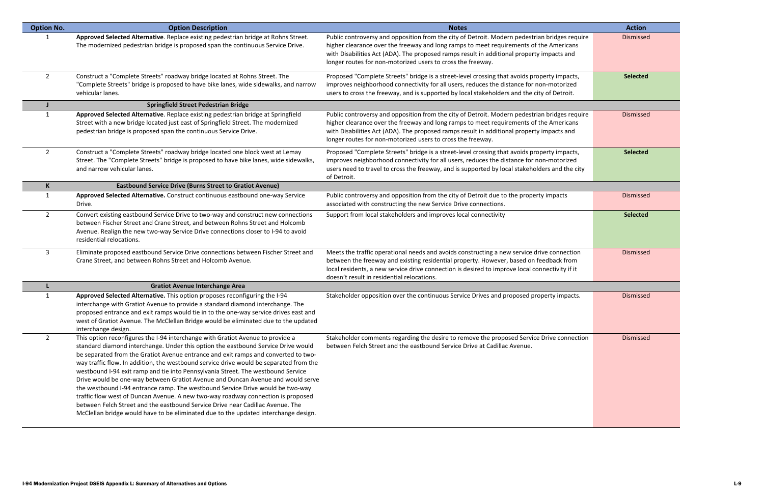| Option No. | Option Description | Notes | Action |
|---|---|---|---|
| 1 | **Approved Selected Alternative**. Replace existing pedestrian bridge at Rohns Street. The modernized pedestrian bridge is proposed span the continuous Service Drive. | Public controversy and opposition from the city of Detroit. Modern pedestrian bridges require higher clearance over the freeway and long ramps to meet requirements of the Americans with Disabilities Act (ADA). The proposed ramps result in additional property impacts and longer routes for non-motorized users to cross the freeway. | Dismissed |
| 2 | Construct a "Complete Streets" roadway bridge located at Rohns Street. The "Complete Streets" bridge is proposed to have bike lanes, wide sidewalks, and narrow vehicular lanes. | Proposed "Complete Streets" bridge is a street-level crossing that avoids property impacts, improves neighborhood connectivity for all users, reduces the distance for non-motorized users to cross the freeway, and is supported by local stakeholders and the city of Detroit. | **Selected** |
| **J** | **Springfield Street Pedestrian Bridge** | | |
| 1 | **Approved Selected Alternative**. Replace existing pedestrian bridge at Springfield Street with a new bridge located just east of Springfield Street. The modernized pedestrian bridge is proposed span the continuous Service Drive. | Public controversy and opposition from the city of Detroit. Modern pedestrian bridges require higher clearance over the freeway and long ramps to meet requirements of the Americans with Disabilities Act (ADA). The proposed ramps result in additional property impacts and longer routes for non-motorized users to cross the freeway. | Dismissed |
| 2 | Construct a "Complete Streets" roadway bridge located one block west at Lemay Street. The "Complete Streets" bridge is proposed to have bike lanes, wide sidewalks, and narrow vehicular lanes. | Proposed "Complete Streets" bridge is a street-level crossing that avoids property impacts, improves neighborhood connectivity for all users, reduces the distance for non-motorized users need to travel to cross the freeway, and is supported by local stakeholders and the city of Detroit. | **Selected** |
| **K** | **Eastbound Service Drive (Burns Street to Gratiot Avenue)** | | |
| 1 | **Approved Selected Alternative.** Construct continuous eastbound one-way Service Drive. | Public controversy and opposition from the city of Detroit due to the property impacts associated with constructing the new Service Drive connections. | Dismissed |
| 2 | Convert existing eastbound Service Drive to two-way and construct new connections between Fischer Street and Crane Street, and between Rohns Street and Holcomb Avenue. Realign the new two-way Service Drive connections closer to I-94 to avoid residential relocations. | Support from local stakeholders and improves local connectivity | **Selected** |
| 3 | Eliminate proposed eastbound Service Drive connections between Fischer Street and Crane Street, and between Rohns Street and Holcomb Avenue. | Meets the traffic operational needs and avoids constructing a new service drive connection between the freeway and existing residential property. However, based on feedback from local residents, a new service drive connection is desired to improve local connectivity if it doesn't result in residential relocations. | Dismissed |
| **L** | **Gratiot Avenue Interchange Area** | | |
| 1 | **Approved Selected Alternative.** This option proposes reconfiguring the I-94 interchange with Gratiot Avenue to provide a standard diamond interchange. The proposed entrance and exit ramps would tie in to the one-way service drives east and west of Gratiot Avenue. The McClellan Bridge would be eliminated due to the updated interchange design. | Stakeholder opposition over the continuous Service Drives and proposed property impacts. | Dismissed |
| 2 | This option reconfigures the I-94 interchange with Gratiot Avenue to provide a standard diamond interchange. Under this option the eastbound Service Drive would be separated from the Gratiot Avenue entrance and exit ramps and converted to two-way traffic flow. In addition, the westbound service drive would be separated from the westbound I-94 exit ramp and tie into Pennsylvania Street. The westbound Service Drive would be one-way between Gratiot Avenue and Duncan Avenue and would serve the westbound I-94 entrance ramp. The westbound Service Drive would be two-way traffic flow west of Duncan Avenue. A new two-way roadway connection is proposed between Felch Street and the eastbound Service Drive near Cadillac Avenue. The McClellan bridge would have to be eliminated due to the updated interchange design. | Stakeholder comments regarding the desire to remove the proposed Service Drive connection between Felch Street and the eastbound Service Drive at Cadillac Avenue. | Dismissed |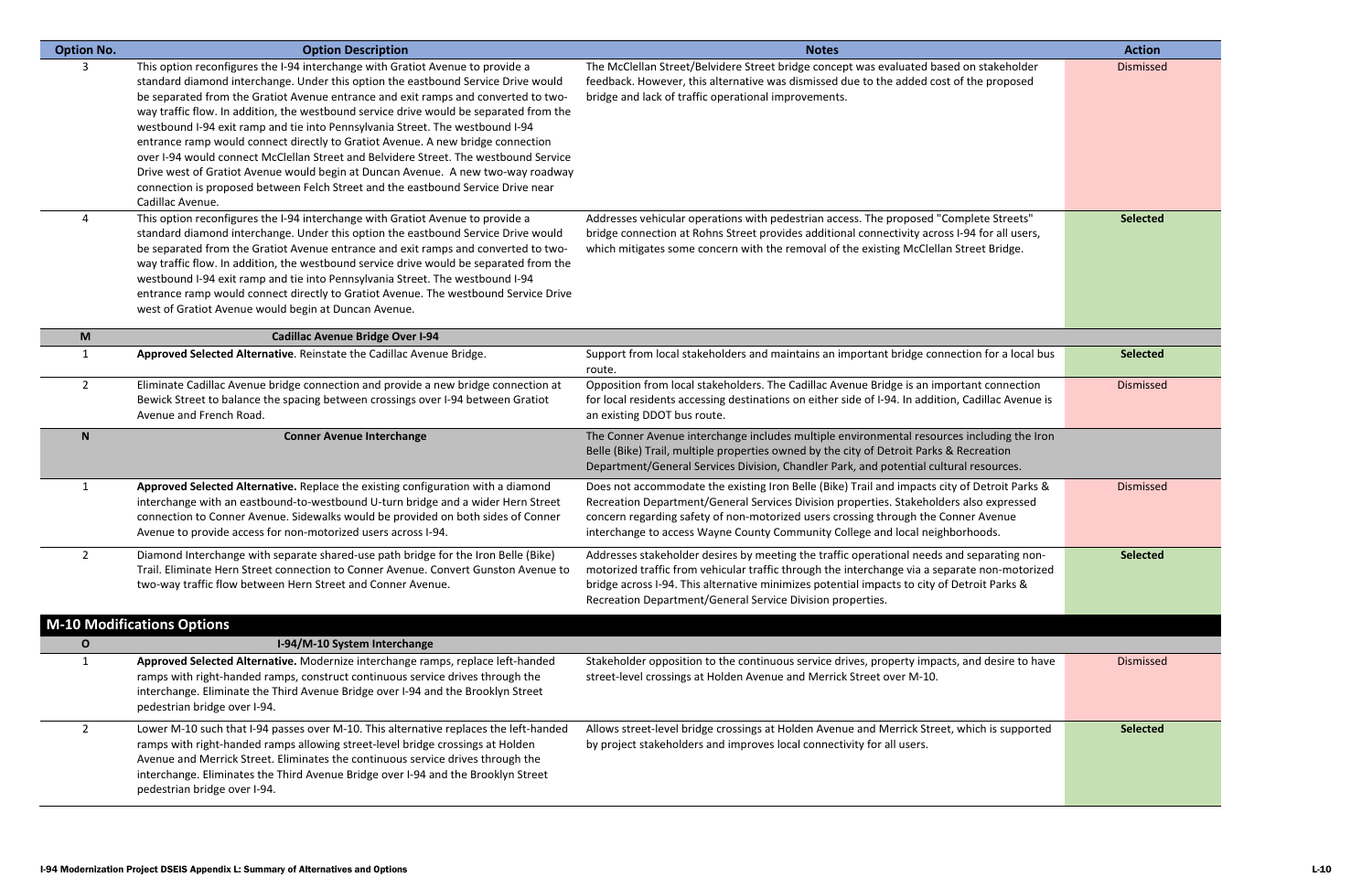| Option No. | Option Description | Notes | Action |
|---|---|---|---|
| 3 | This option reconfigures the I-94 interchange with Gratiot Avenue to provide a standard diamond interchange. Under this option the eastbound Service Drive would be separated from the Gratiot Avenue entrance and exit ramps and converted to two-way traffic flow. In addition, the westbound service drive would be separated from the westbound I-94 exit ramp and tie into Pennsylvania Street. The westbound I-94 entrance ramp would connect directly to Gratiot Avenue. A new bridge connection over I-94 would connect McClellan Street and Belvidere Street. The westbound Service Drive west of Gratiot Avenue would begin at Duncan Avenue. A new two-way roadway connection is proposed between Felch Street and the eastbound Service Drive near Cadillac Avenue. | The McClellan Street/Belvidere Street bridge concept was evaluated based on stakeholder feedback. However, this alternative was dismissed due to the added cost of the proposed bridge and lack of traffic operational improvements. | Dismissed |
| 4 | This option reconfigures the I-94 interchange with Gratiot Avenue to provide a standard diamond interchange. Under this option the eastbound Service Drive would be separated from the Gratiot Avenue entrance and exit ramps and converted to two-way traffic flow. In addition, the westbound service drive would be separated from the westbound I-94 exit ramp and tie into Pennsylvania Street. The westbound I-94 entrance ramp would connect directly to Gratiot Avenue. The westbound Service Drive west of Gratiot Avenue would begin at Duncan Avenue. | Addresses vehicular operations with pedestrian access. The proposed "Complete Streets" bridge connection at Rohns Street provides additional connectivity across I-94 for all users, which mitigates some concern with the removal of the existing McClellan Street Bridge. | **Selected** |
| **M** | **Cadillac Avenue Bridge Over I-94** | | |
| 1 | **Approved Selected Alternative**. Reinstate the Cadillac Avenue Bridge. | Support from local stakeholders and maintains an important bridge connection for a local bus route. | **Selected** |
| 2 | Eliminate Cadillac Avenue bridge connection and provide a new bridge connection at Bewick Street to balance the spacing between crossings over I-94 between Gratiot Avenue and French Road. | Opposition from local stakeholders. The Cadillac Avenue Bridge is an important connection for local residents accessing destinations on either side of I-94. In addition, Cadillac Avenue is an existing DDOT bus route. | Dismissed |
| **N** | **Conner Avenue Interchange** | The Conner Avenue interchange includes multiple environmental resources including the Iron Belle (Bike) Trail, multiple properties owned by the city of Detroit Parks & Recreation Department/General Services Division, Chandler Park, and potential cultural resources. | |
| 1 | **Approved Selected Alternative.** Replace the existing configuration with a diamond interchange with an eastbound-to-westbound U-turn bridge and a wider Hern Street connection to Conner Avenue. Sidewalks would be provided on both sides of Conner Avenue to provide access for non-motorized users across I-94. | Does not accommodate the existing Iron Belle (Bike) Trail and impacts city of Detroit Parks & Recreation Department/General Services Division properties. Stakeholders also expressed concern regarding safety of non-motorized users crossing through the Conner Avenue interchange to access Wayne County Community College and local neighborhoods. | Dismissed |
| 2 | Diamond Interchange with separate shared-use path bridge for the Iron Belle (Bike) Trail. Eliminate Hern Street connection to Conner Avenue. Convert Gunston Avenue to two-way traffic flow between Hern Street and Conner Avenue. | Addresses stakeholder desires by meeting the traffic operational needs and separating non-motorized traffic from vehicular traffic through the interchange via a separate non-motorized bridge across I-94. This alternative minimizes potential impacts to city of Detroit Parks & Recreation Department/General Service Division properties. | **Selected** |
| **M-10 Modifications Options** | | | |
| **O** | **I-94/M-10 System Interchange** | | |
| 1 | **Approved Selected Alternative.** Modernize interchange ramps, replace left-handed ramps with right-handed ramps, construct continuous service drives through the interchange. Eliminate the Third Avenue Bridge over I-94 and the Brooklyn Street pedestrian bridge over I-94. | Stakeholder opposition to the continuous service drives, property impacts, and desire to have street-level crossings at Holden Avenue and Merrick Street over M-10. | Dismissed |
| 2 | Lower M-10 such that I-94 passes over M-10. This alternative replaces the left-handed ramps with right-handed ramps allowing street-level bridge crossings at Holden Avenue and Merrick Street. Eliminates the continuous service drives through the interchange. Eliminates the Third Avenue Bridge over I-94 and the Brooklyn Street pedestrian bridge over I-94. | Allows street-level bridge crossings at Holden Avenue and Merrick Street, which is supported by project stakeholders and improves local connectivity for all users. | **Selected** |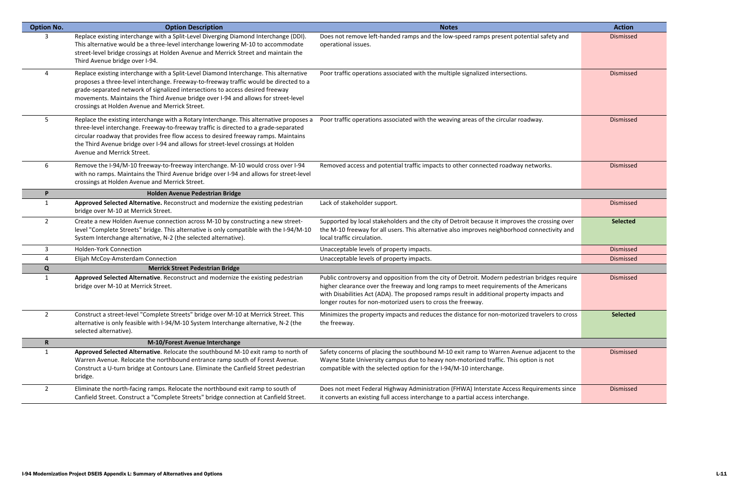| Option No. | Option Description | Notes | Action |
|---|---|---|---|
| 3 | Replace existing interchange with a Split-Level Diverging Diamond Interchange (DDI). This alternative would be a three-level interchange lowering M-10 to accommodate street-level bridge crossings at Holden Avenue and Merrick Street and maintain the Third Avenue bridge over I-94. | Does not remove left-handed ramps and the low-speed ramps present potential safety and operational issues. | Dismissed |
| 4 | Replace existing interchange with a Split-Level Diamond Interchange. This alternative proposes a three-level interchange. Freeway-to-freeway traffic would be directed to a grade-separated network of signalized intersections to access desired freeway movements. Maintains the Third Avenue bridge over I-94 and allows for street-level crossings at Holden Avenue and Merrick Street. | Poor traffic operations associated with the multiple signalized intersections. | Dismissed |
| 5 | Replace the existing interchange with a Rotary Interchange. This alternative proposes a three-level interchange. Freeway-to-freeway traffic is directed to a grade-separated circular roadway that provides free flow access to desired freeway ramps. Maintains the Third Avenue bridge over I-94 and allows for street-level crossings at Holden Avenue and Merrick Street. | Poor traffic operations associated with the weaving areas of the circular roadway. | Dismissed |
| 6 | Remove the I-94/M-10 freeway-to-freeway interchange. M-10 would cross over I-94 with no ramps. Maintains the Third Avenue bridge over I-94 and allows for street-level crossings at Holden Avenue and Merrick Street. | Removed access and potential traffic impacts to other connected roadway networks. | Dismissed |
| **P** | **Holden Avenue Pedestrian Bridge** | | |
| 1 | **Approved Selected Alternative.** Reconstruct and modernize the existing pedestrian bridge over M-10 at Merrick Street. | Lack of stakeholder support. | Dismissed |
| 2 | Create a new Holden Avenue connection across M-10 by constructing a new street-level "Complete Streets" bridge. This alternative is only compatible with the I-94/M-10 System Interchange alternative, N-2 (the selected alternative). | Supported by local stakeholders and the city of Detroit because it improves the crossing over the M-10 freeway for all users. This alternative also improves neighborhood connectivity and local traffic circulation. | **Selected** |
| 3 | Holden-York Connection | Unacceptable levels of property impacts. | Dismissed |
| 4 | Elijah McCoy-Amsterdam Connection | Unacceptable levels of property impacts. | Dismissed |
| **Q** | **Merrick Street Pedestrian Bridge** | | |
| 1 | **Approved Selected Alternative**. Reconstruct and modernize the existing pedestrian bridge over M-10 at Merrick Street. | Public controversy and opposition from the city of Detroit. Modern pedestrian bridges require higher clearance over the freeway and long ramps to meet requirements of the Americans with Disabilities Act (ADA). The proposed ramps result in additional property impacts and longer routes for non-motorized users to cross the freeway. | Dismissed |
| 2 | Construct a street-level "Complete Streets" bridge over M-10 at Merrick Street. This alternative is only feasible with I-94/M-10 System Interchange alternative, N-2 (the selected alternative). | Minimizes the property impacts and reduces the distance for non-motorized travelers to cross the freeway. | **Selected** |
| **R** | **M-10/Forest Avenue Interchange** | | |
| 1 | **Approved Selected Alternative**. Relocate the southbound M-10 exit ramp to north of Warren Avenue. Relocate the northbound entrance ramp south of Forest Avenue. Construct a U-turn bridge at Contours Lane. Eliminate the Canfield Street pedestrian bridge. | Safety concerns of placing the southbound M-10 exit ramp to Warren Avenue adjacent to the Wayne State University campus due to heavy non-motorized traffic. This option is not compatible with the selected option for the I-94/M-10 interchange. | Dismissed |
| 2 | Eliminate the north-facing ramps. Relocate the northbound exit ramp to south of Canfield Street. Construct a "Complete Streets" bridge connection at Canfield Street. | Does not meet Federal Highway Administration (FHWA) Interstate Access Requirements since it converts an existing full access interchange to a partial access interchange. | Dismissed |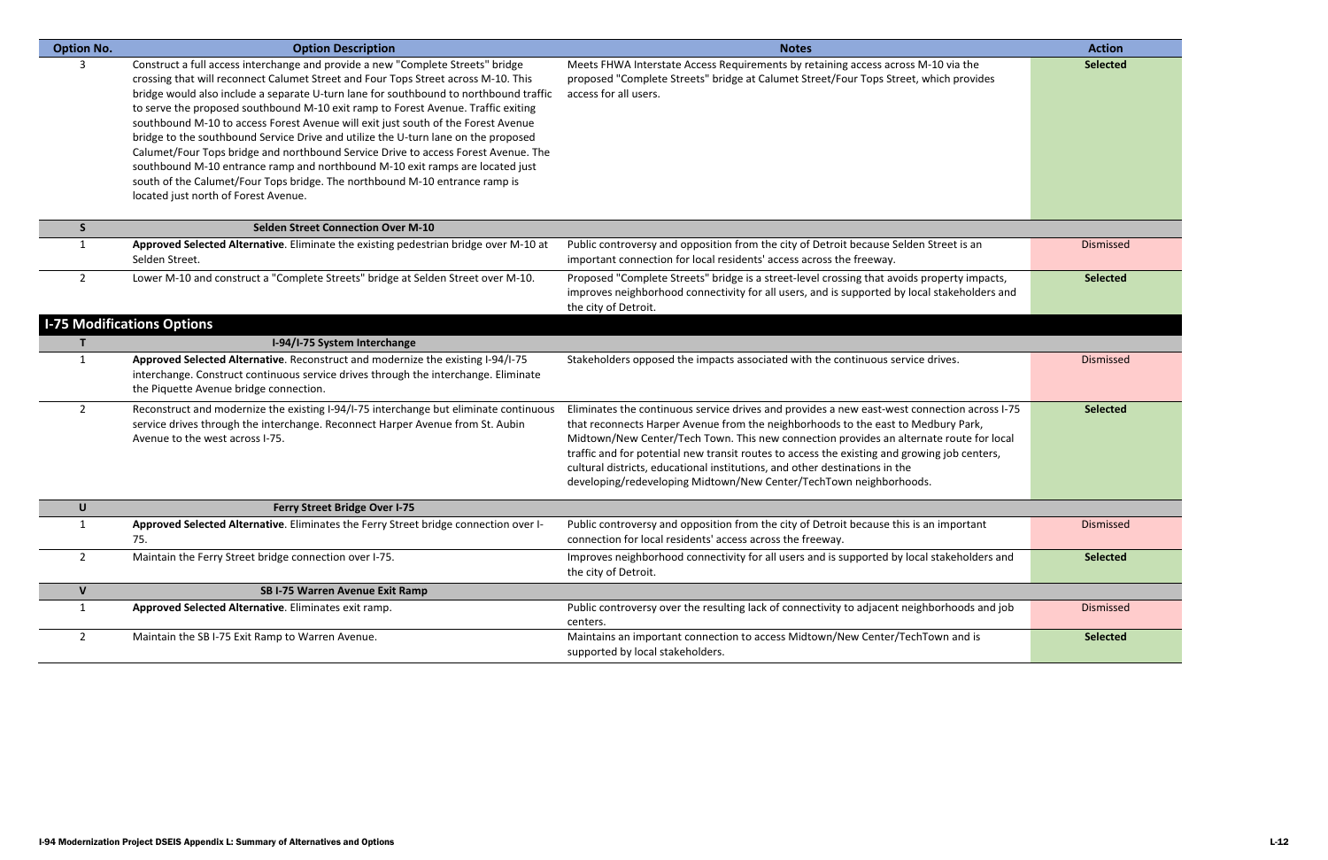| Option No. | Option Description | Notes | Action |
|---|---|---|---|
| 3 | Construct a full access interchange and provide a new "Complete Streets" bridge crossing that will reconnect Calumet Street and Four Tops Street across M-10. This bridge would also include a separate U-turn lane for southbound to northbound traffic to serve the proposed southbound M-10 exit ramp to Forest Avenue. Traffic exiting southbound M-10 to access Forest Avenue will exit just south of the Forest Avenue bridge to the southbound Service Drive and utilize the U-turn lane on the proposed Calumet/Four Tops bridge and northbound Service Drive to access Forest Avenue. The southbound M-10 entrance ramp and northbound M-10 exit ramps are located just south of the Calumet/Four Tops bridge. The northbound M-10 entrance ramp is located just north of Forest Avenue. | Meets FHWA Interstate Access Requirements by retaining access across M-10 via the proposed "Complete Streets" bridge at Calumet Street/Four Tops Street, which provides access for all users. | **Selected** |
| **S** | **Selden Street Connection Over M-10** | | |
| 1 | **Approved Selected Alternative**. Eliminate the existing pedestrian bridge over M-10 at Selden Street. | Public controversy and opposition from the city of Detroit because Selden Street is an important connection for local residents' access across the freeway. | Dismissed |
| 2 | Lower M-10 and construct a "Complete Streets" bridge at Selden Street over M-10. | Proposed "Complete Streets" bridge is a street-level crossing that avoids property impacts, improves neighborhood connectivity for all users, and is supported by local stakeholders and the city of Detroit. | **Selected** |
| **I-75 Modifications Options** | | | |
| **T** | **I-94/I-75 System Interchange** | | |
| 1 | **Approved Selected Alternative**. Reconstruct and modernize the existing I-94/I-75 interchange. Construct continuous service drives through the interchange. Eliminate the Piquette Avenue bridge connection. | Stakeholders opposed the impacts associated with the continuous service drives. | Dismissed |
| 2 | Reconstruct and modernize the existing I-94/I-75 interchange but eliminate continuous service drives through the interchange. Reconnect Harper Avenue from St. Aubin Avenue to the west across I-75. | Eliminates the continuous service drives and provides a new east-west connection across I-75 that reconnects Harper Avenue from the neighborhoods to the east to Medbury Park, Midtown/New Center/Tech Town. This new connection provides an alternate route for local traffic and for potential new transit routes to access the existing and growing job centers, cultural districts, educational institutions, and other destinations in the developing/redeveloping Midtown/New Center/TechTown neighborhoods. | **Selected** |
| **U** | **Ferry Street Bridge Over I-75** | | |
| 1 | **Approved Selected Alternative**. Eliminates the Ferry Street bridge connection over I-75. | Public controversy and opposition from the city of Detroit because this is an important connection for local residents' access across the freeway. | Dismissed |
| 2 | Maintain the Ferry Street bridge connection over I-75. | Improves neighborhood connectivity for all users and is supported by local stakeholders and the city of Detroit. | **Selected** |
| **V** | **SB I-75 Warren Avenue Exit Ramp** | | |
| 1 | **Approved Selected Alternative**. Eliminates exit ramp. | Public controversy over the resulting lack of connectivity to adjacent neighborhoods and job centers. | Dismissed |
| 2 | Maintain the SB I-75 Exit Ramp to Warren Avenue. | Maintains an important connection to access Midtown/New Center/TechTown and is supported by local stakeholders. | **Selected** |